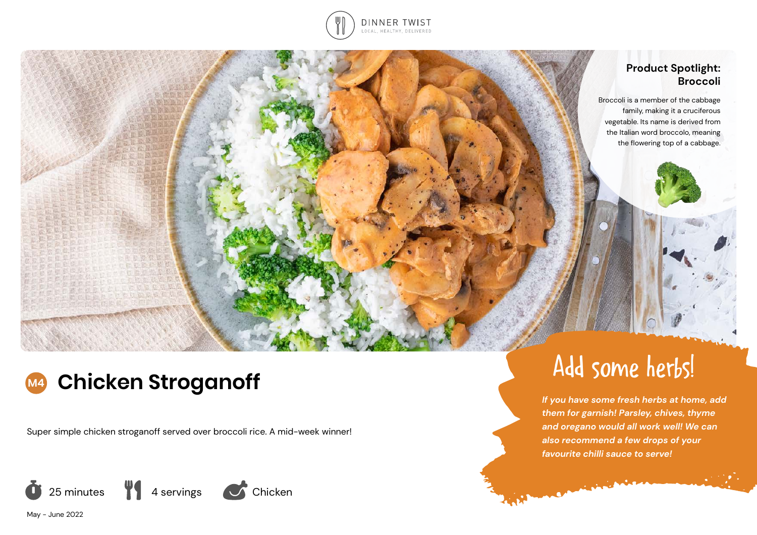DINNER TWIST

LOCAL, HEALTHY, DELIVERED

## Product Spotlight: Broccoli

Broccoli is a member of the cabbage family, making it a cruciferous vegetable. Its name is derived from the Italian word broccolo, meaning the flowering top of a cabbage.

# M4 Chicken Stroganoff

Super simple chicken stroganoff served over broccoli rice. A mid-week winner!

25 minutes | 4 servings | Chicken

May - June 2022

## Add some herbs!

*If you have some fresh herbs at home, add them for garnish! Parsley, chives, thyme and oregano would all work well! We can also recommend a few drops of your favourite chilli sauce to serve!*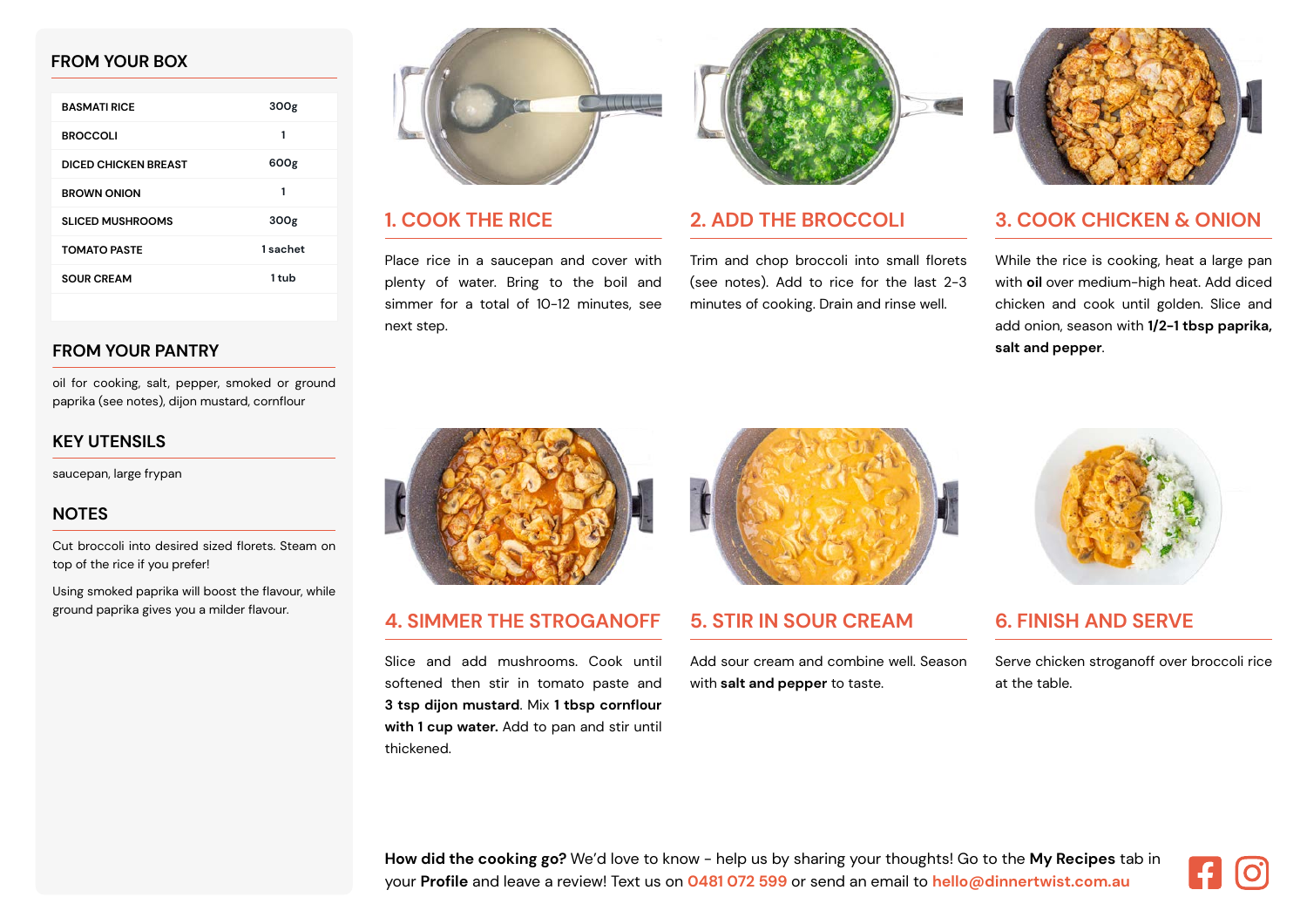## FROM YOUR BOX

| | |
|---|---|
| BASMATI RICE | 300g |
| BROCCOLI | 1 |
| DICED CHICKEN BREAST | 600g |
| BROWN ONION | 1 |
| SLICED MUSHROOMS | 300g |
| TOMATO PASTE | 1 sachet |
| SOUR CREAM | 1 tub |

## FROM YOUR PANTRY

oil for cooking, salt, pepper, smoked or ground paprika (see notes), dijon mustard, cornflour

## KEY UTENSILS

saucepan, large frypan

## NOTES

Cut broccoli into desired sized florets. Steam on top of the rice if you prefer!

Using smoked paprika will boost the flavour, while ground paprika gives you a milder flavour.

## 1. COOK THE RICE

Place rice in a saucepan and cover with plenty of water. Bring to the boil and simmer for a total of 10-12 minutes, see next step.

## 2. ADD THE BROCCOLI

Trim and chop broccoli into small florets (see notes). Add to rice for the last 2-3 minutes of cooking. Drain and rinse well.

## 3. COOK CHICKEN & ONION

While the rice is cooking, heat a large pan with **oil** over medium-high heat. Add diced chicken and cook until golden. Slice and add onion, season with **1/2-1 tbsp paprika, salt and pepper**.

## 4. SIMMER THE STROGANOFF

Slice and add mushrooms. Cook until softened then stir in tomato paste and **3 tsp dijon mustard**. Mix **1 tbsp cornflour with 1 cup water.** Add to pan and stir until thickened.

## 5. STIR IN SOUR CREAM

Add sour cream and combine well. Season with **salt and pepper** to taste.

## 6. FINISH AND SERVE

Serve chicken stroganoff over broccoli rice at the table.

**How did the cooking go?** We'd love to know - help us by sharing your thoughts! Go to the **My Recipes** tab in your **Profile** and leave a review! Text us on 0481 072 599 or send an email to hello@dinnertwist.com.au